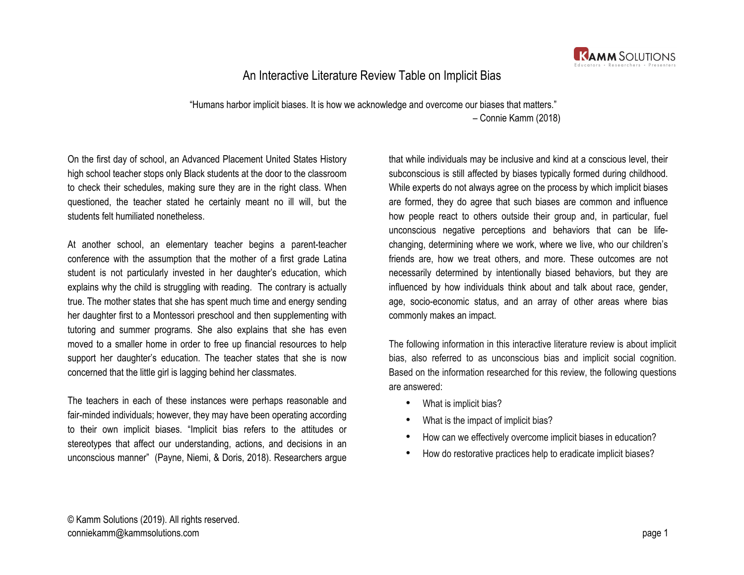# An Interactive Literature Review Table on Implicit Bias

"Humans harbor implicit biases. It is how we acknowledge and overcome our biases that matters."
– Connie Kamm (2018)

On the first day of school, an Advanced Placement United States History high school teacher stops only Black students at the door to the classroom to check their schedules, making sure they are in the right class. When questioned, the teacher stated he certainly meant no ill will, but the students felt humiliated nonetheless.

At another school, an elementary teacher begins a parent-teacher conference with the assumption that the mother of a first grade Latina student is not particularly invested in her daughter's education, which explains why the child is struggling with reading. The contrary is actually true. The mother states that she has spent much time and energy sending her daughter first to a Montessori preschool and then supplementing with tutoring and summer programs. She also explains that she has even moved to a smaller home in order to free up financial resources to help support her daughter's education. The teacher states that she is now concerned that the little girl is lagging behind her classmates.

The teachers in each of these instances were perhaps reasonable and fair-minded individuals; however, they may have been operating according to their own implicit biases. "Implicit bias refers to the attitudes or stereotypes that affect our understanding, actions, and decisions in an unconscious manner" (Payne, Niemi, & Doris, 2018). Researchers argue that while individuals may be inclusive and kind at a conscious level, their subconscious is still affected by biases typically formed during childhood. While experts do not always agree on the process by which implicit biases are formed, they do agree that such biases are common and influence how people react to others outside their group and, in particular, fuel unconscious negative perceptions and behaviors that can be life-changing, determining where we work, where we live, who our children's friends are, how we treat others, and more. These outcomes are not necessarily determined by intentionally biased behaviors, but they are influenced by how individuals think about and talk about race, gender, age, socio-economic status, and an array of other areas where bias commonly makes an impact.

The following information in this interactive literature review is about implicit bias, also referred to as unconscious bias and implicit social cognition. Based on the information researched for this review, the following questions are answered:

- What is implicit bias?
- What is the impact of implicit bias?
- How can we effectively overcome implicit biases in education?
- How do restorative practices help to eradicate implicit biases?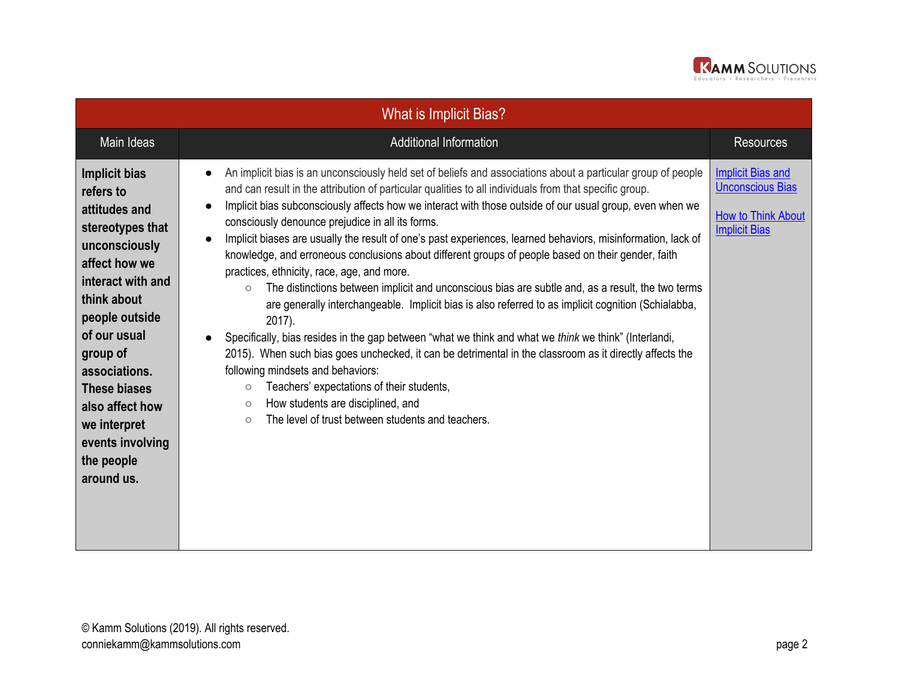## What is Implicit Bias?

| Main Ideas | Additional Information | Resources |
|---|---|---|
| **Implicit bias refers to attitudes and stereotypes that unconsciously affect how we interact with and think about people outside of our usual group of associations. These biases also affect how we interpret events involving the people around us.** | • An implicit bias is an unconsciously held set of beliefs and associations about a particular group of people and can result in the attribution of particular qualities to all individuals from that specific group.<br>• Implicit bias subconsciously affects how we interact with those outside of our usual group, even when we consciously denounce prejudice in all its forms.<br>• Implicit biases are usually the result of one's past experiences, learned behaviors, misinformation, lack of knowledge, and erroneous conclusions about different groups of people based on their gender, faith practices, ethnicity, race, age, and more.<br>　○ The distinctions between implicit and unconscious bias are subtle and, as a result, the two terms are generally interchangeable. Implicit bias is also referred to as implicit cognition (Schialabba, 2017).<br>• Specifically, bias resides in the gap between "what we think and what we *think* we think" (Interlandi, 2015). When such bias goes unchecked, it can be detrimental in the classroom as it directly affects the following mindsets and behaviors:<br>　○ Teachers' expectations of their students,<br>　○ How students are disciplined, and<br>　○ The level of trust between students and teachers. | Implicit Bias and Unconscious Bias<br><br>How to Think About Implicit Bias |

© Kamm Solutions (2019). All rights reserved.
conniekamm@kammsolutions.com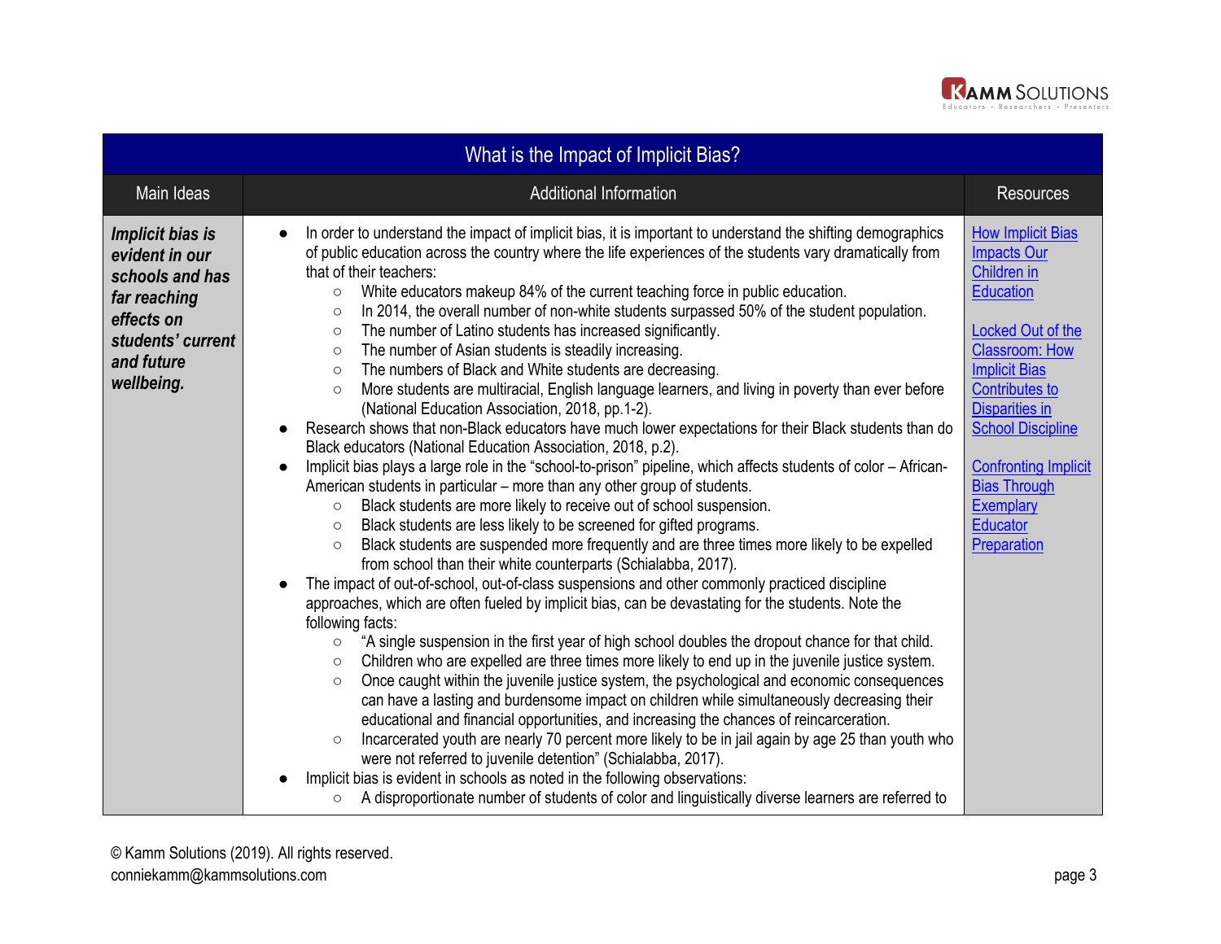| What is the Impact of Implicit Bias? | | |
|---|---|---|
| **Main Ideas** | **Additional Information** | **Resources** |
| ***Implicit bias is evident in our schools and has far reaching effects on students' current and future wellbeing.*** | <ul><li>In order to understand the impact of implicit bias, it is important to understand the shifting demographics of public education across the country where the life experiences of the students vary dramatically from that of their teachers:<ul><li>White educators makeup 84% of the current teaching force in public education.</li><li>In 2014, the overall number of non-white students surpassed 50% of the student population.</li><li>The number of Latino students has increased significantly.</li><li>The number of Asian students is steadily increasing.</li><li>The numbers of Black and White students are decreasing.</li><li>More students are multiracial, English language learners, and living in poverty than ever before (National Education Association, 2018, pp.1-2).</li></ul></li><li>Research shows that non-Black educators have much lower expectations for their Black students than do Black educators (National Education Association, 2018, p.2).</li><li>Implicit bias plays a large role in the "school-to-prison" pipeline, which affects students of color – African-American students in particular – more than any other group of students.<ul><li>Black students are more likely to receive out of school suspension.</li><li>Black students are less likely to be screened for gifted programs.</li><li>Black students are suspended more frequently and are three times more likely to be expelled from school than their white counterparts (Schialabba, 2017).</li></ul></li><li>The impact of out-of-school, out-of-class suspensions and other commonly practiced discipline approaches, which are often fueled by implicit bias, can be devastating for the students. Note the following facts:<ul><li>"A single suspension in the first year of high school doubles the dropout chance for that child.</li><li>Children who are expelled are three times more likely to end up in the juvenile justice system.</li><li>Once caught within the juvenile justice system, the psychological and economic consequences can have a lasting and burdensome impact on children while simultaneously decreasing their educational and financial opportunities, and increasing the chances of reincarceration.</li><li>Incarcerated youth are nearly 70 percent more likely to be in jail again by age 25 than youth who were not referred to juvenile detention" (Schialabba, 2017).</li></ul></li><li>Implicit bias is evident in schools as noted in the following observations:<ul><li>A disproportionate number of students of color and linguistically diverse learners are referred to</li></ul></li></ul> | How Implicit Bias Impacts Our Children in Education<br><br>Locked Out of the Classroom: How Implicit Bias Contributes to Disparities in School Discipline<br><br>Confronting Implicit Bias Through Exemplary Educator Preparation |

© Kamm Solutions (2019). All rights reserved.
conniekamm@kammsolutions.com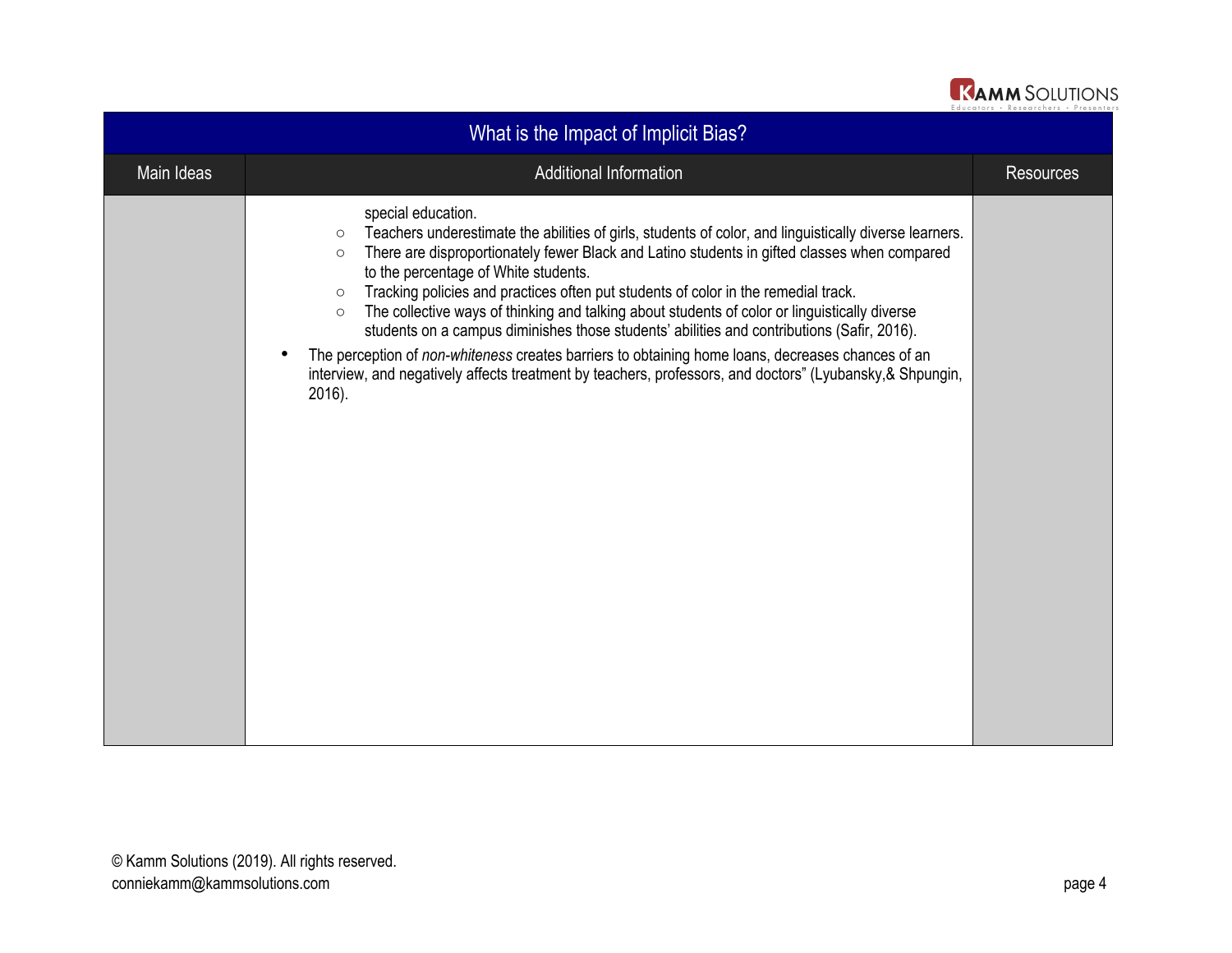## What is the Impact of Implicit Bias?

| Main Ideas | Additional Information | Resources |
|---|---|---|
| | special education.<br>○ Teachers underestimate the abilities of girls, students of color, and linguistically diverse learners.<br>○ There are disproportionately fewer Black and Latino students in gifted classes when compared to the percentage of White students.<br>○ Tracking policies and practices often put students of color in the remedial track.<br>○ The collective ways of thinking and talking about students of color or linguistically diverse students on a campus diminishes those students' abilities and contributions (Safir, 2016).<br>• The perception of *non-whiteness* creates barriers to obtaining home loans, decreases chances of an interview, and negatively affects treatment by teachers, professors, and doctors" (Lyubansky,& Shpungin, 2016). | |

© Kamm Solutions (2019). All rights reserved.
conniekamm@kammsolutions.com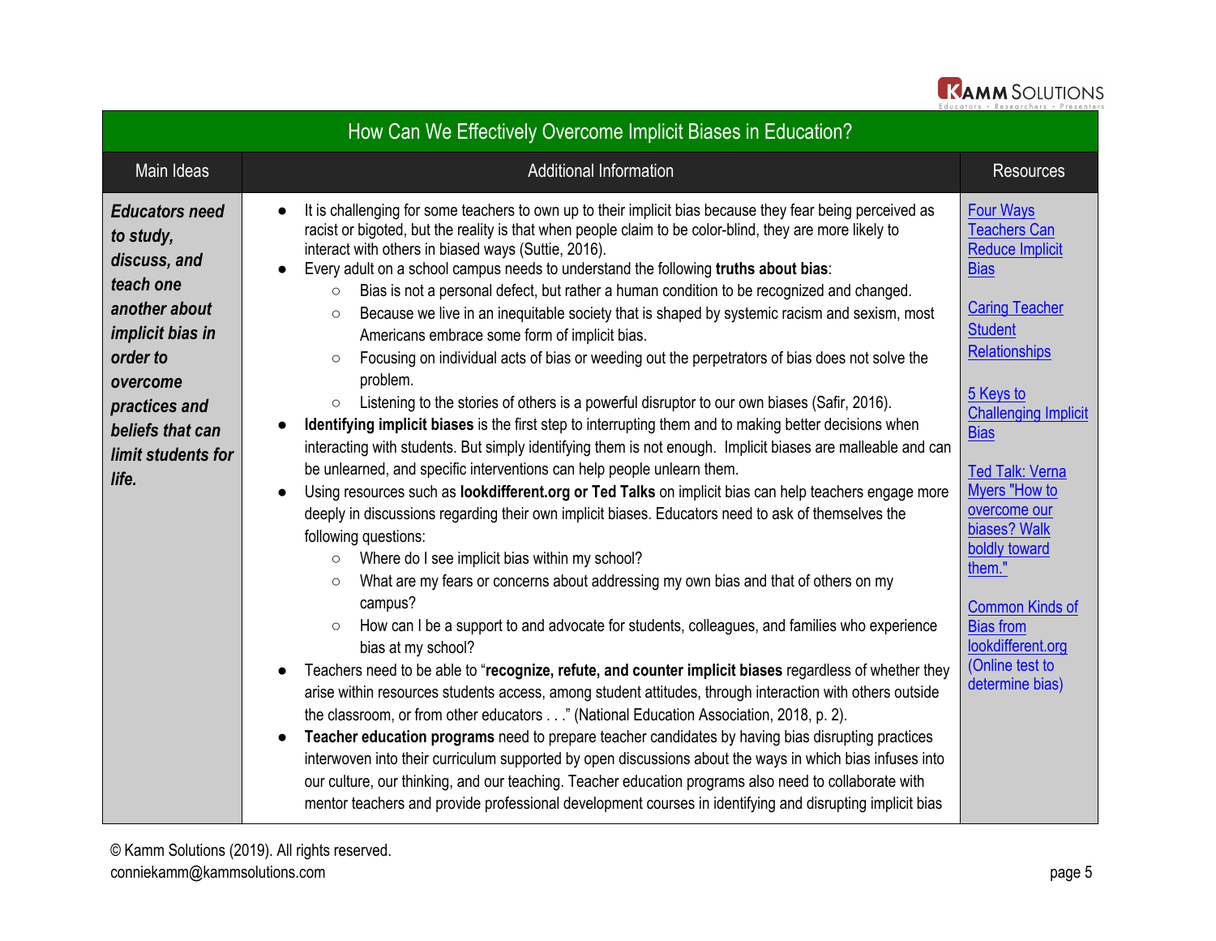| How Can We Effectively Overcome Implicit Biases in Education? | | |
|---|---|---|
| **Main Ideas** | **Additional Information** | **Resources** |
| ***Educators need to study, discuss, and teach one another about implicit bias in order to overcome practices and beliefs that can limit students for life.*** | • It is challenging for some teachers to own up to their implicit bias because they fear being perceived as racist or bigoted, but the reality is that when people claim to be color-blind, they are more likely to interact with others in biased ways (Suttie, 2016).<br>• Every adult on a school campus needs to understand the following **truths about bias**:<br>&nbsp;&nbsp;○ Bias is not a personal defect, but rather a human condition to be recognized and changed.<br>&nbsp;&nbsp;○ Because we live in an inequitable society that is shaped by systemic racism and sexism, most Americans embrace some form of implicit bias.<br>&nbsp;&nbsp;○ Focusing on individual acts of bias or weeding out the perpetrators of bias does not solve the problem.<br>&nbsp;&nbsp;○ Listening to the stories of others is a powerful disruptor to our own biases (Safir, 2016).<br>• **Identifying implicit biases** is the first step to interrupting them and to making better decisions when interacting with students. But simply identifying them is not enough. Implicit biases are malleable and can be unlearned, and specific interventions can help people unlearn them.<br>• Using resources such as **lookdifferent.org or Ted Talks** on implicit bias can help teachers engage more deeply in discussions regarding their own implicit biases. Educators need to ask of themselves the following questions:<br>&nbsp;&nbsp;○ Where do I see implicit bias within my school?<br>&nbsp;&nbsp;○ What are my fears or concerns about addressing my own bias and that of others on my campus?<br>&nbsp;&nbsp;○ How can I be a support to and advocate for students, colleagues, and families who experience bias at my school?<br>• Teachers need to be able to "**recognize, refute, and counter implicit biases** regardless of whether they arise within resources students access, among student attitudes, through interaction with others outside the classroom, or from other educators . . ." (National Education Association, 2018, p. 2).<br>• **Teacher education programs** need to prepare teacher candidates by having bias disrupting practices interwoven into their curriculum supported by open discussions about the ways in which bias infuses into our culture, our thinking, and our teaching. Teacher education programs also need to collaborate with mentor teachers and provide professional development courses in identifying and disrupting implicit bias | Four Ways Teachers Can Reduce Implicit Bias<br><br>Caring Teacher Student Relationships<br><br>5 Keys to Challenging Implicit Bias<br><br>Ted Talk: Verna Myers "How to overcome our biases? Walk boldly toward them."<br><br>Common Kinds of Bias from lookdifferent.org (Online test to determine bias) |

© Kamm Solutions (2019). All rights reserved.
conniekamm@kammsolutions.com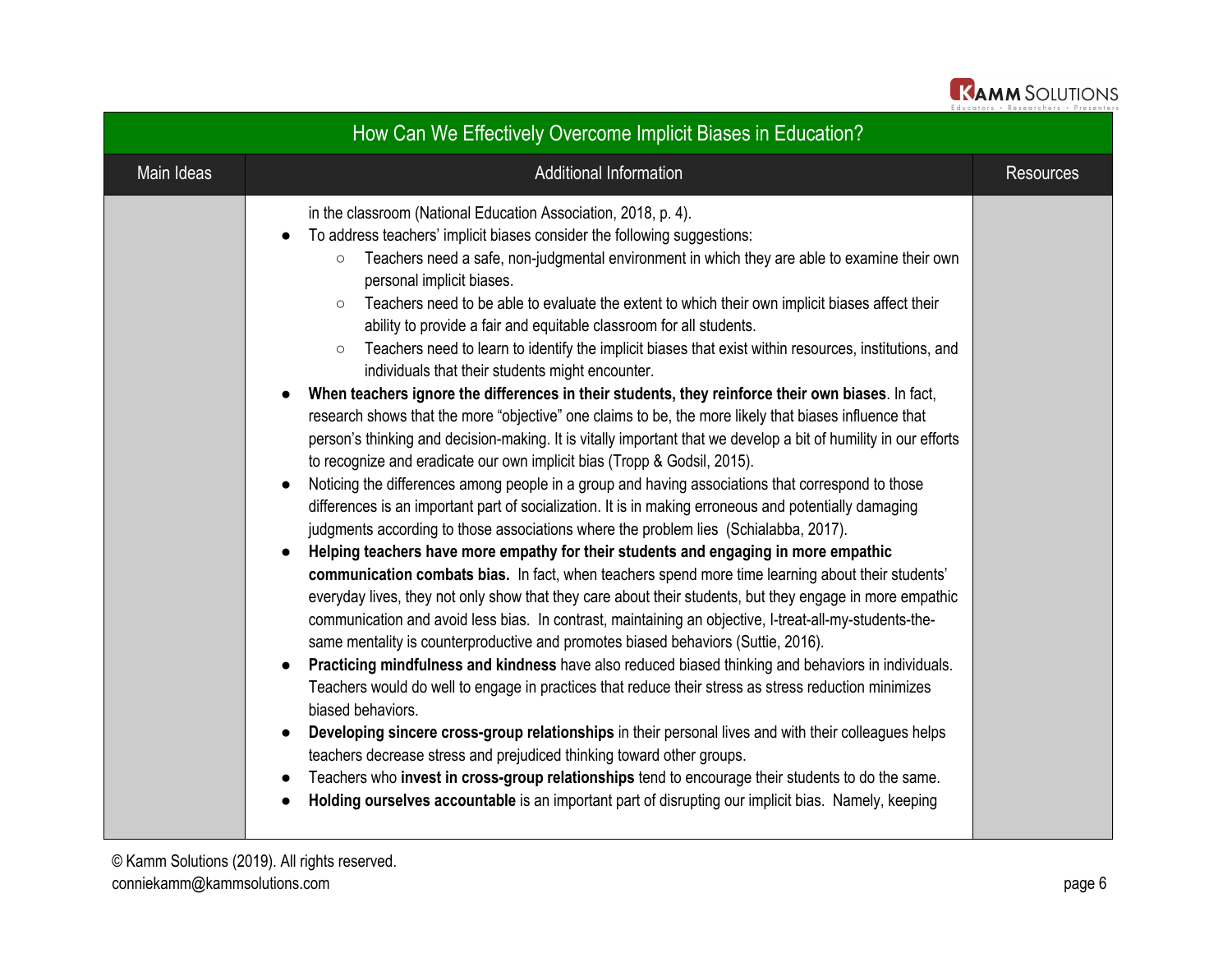| Main Ideas | Additional Information | Resources |
|---|---|---|
| | in the classroom (National Education Association, 2018, p. 4).<br>● To address teachers' implicit biases consider the following suggestions:<br>○ Teachers need a safe, non-judgmental environment in which they are able to examine their own personal implicit biases.<br>○ Teachers need to be able to evaluate the extent to which their own implicit biases affect their ability to provide a fair and equitable classroom for all students.<br>○ Teachers need to learn to identify the implicit biases that exist within resources, institutions, and individuals that their students might encounter.<br>● **When teachers ignore the differences in their students, they reinforce their own biases**. In fact, research shows that the more "objective" one claims to be, the more likely that biases influence that person's thinking and decision-making. It is vitally important that we develop a bit of humility in our efforts to recognize and eradicate our own implicit bias (Tropp & Godsil, 2015).<br>● Noticing the differences among people in a group and having associations that correspond to those differences is an important part of socialization. It is in making erroneous and potentially damaging judgments according to those associations where the problem lies (Schialabba, 2017).<br>● **Helping teachers have more empathy for their students and engaging in more empathic communication combats bias.** In fact, when teachers spend more time learning about their students' everyday lives, they not only show that they care about their students, but they engage in more empathic communication and avoid less bias. In contrast, maintaining an objective, I-treat-all-my-students-the-same mentality is counterproductive and promotes biased behaviors (Suttie, 2016).<br>● **Practicing mindfulness and kindness** have also reduced biased thinking and behaviors in individuals. Teachers would do well to engage in practices that reduce their stress as stress reduction minimizes biased behaviors.<br>● **Developing sincere cross-group relationships** in their personal lives and with their colleagues helps teachers decrease stress and prejudiced thinking toward other groups.<br>● Teachers who **invest in cross-group relationships** tend to encourage their students to do the same.<br>● **Holding ourselves accountable** is an important part of disrupting our implicit bias. Namely, keeping | |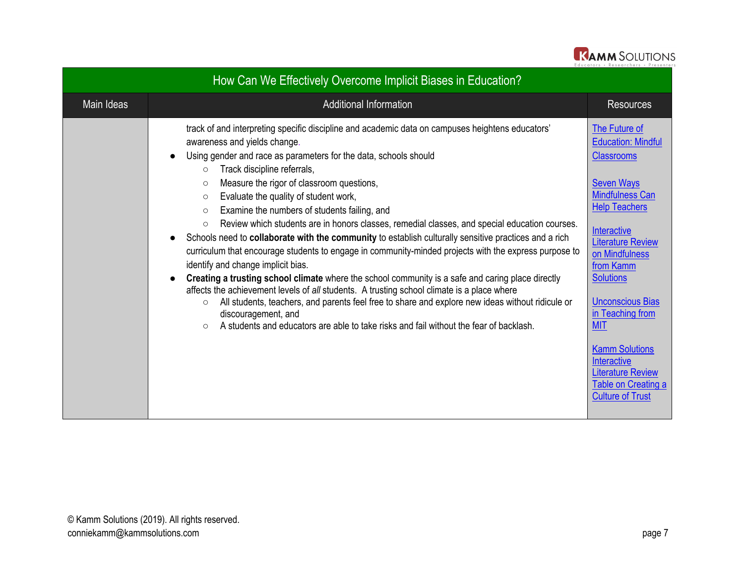| How Can We Effectively Overcome Implicit Biases in Education? | | |
|---|---|---|
| Main Ideas | Additional Information | Resources |
| | track of and interpreting specific discipline and academic data on campuses heightens educators' awareness and yields change.<br>● Using gender and race as parameters for the data, schools should<br>○ Track discipline referrals,<br>○ Measure the rigor of classroom questions,<br>○ Evaluate the quality of student work,<br>○ Examine the numbers of students failing, and<br>○ Review which students are in honors classes, remedial classes, and special education courses.<br>● Schools need to **collaborate with the community** to establish culturally sensitive practices and a rich curriculum that encourage students to engage in community-minded projects with the express purpose to identify and change implicit bias.<br>● **Creating a trusting school climate** where the school community is a safe and caring place directly affects the achievement levels of *all* students. A trusting school climate is a place where<br>○ All students, teachers, and parents feel free to share and explore new ideas without ridicule or discouragement, and<br>○ A students and educators are able to take risks and fail without the fear of backlash. | The Future of Education: Mindful Classrooms<br><br>Seven Ways Mindfulness Can Help Teachers<br><br>Interactive Literature Review on Mindfulness from Kamm Solutions<br><br>Unconscious Bias in Teaching from MIT<br><br>Kamm Solutions Interactive Literature Review Table on Creating a Culture of Trust |

© Kamm Solutions (2019). All rights reserved.
conniekamm@kammsolutions.com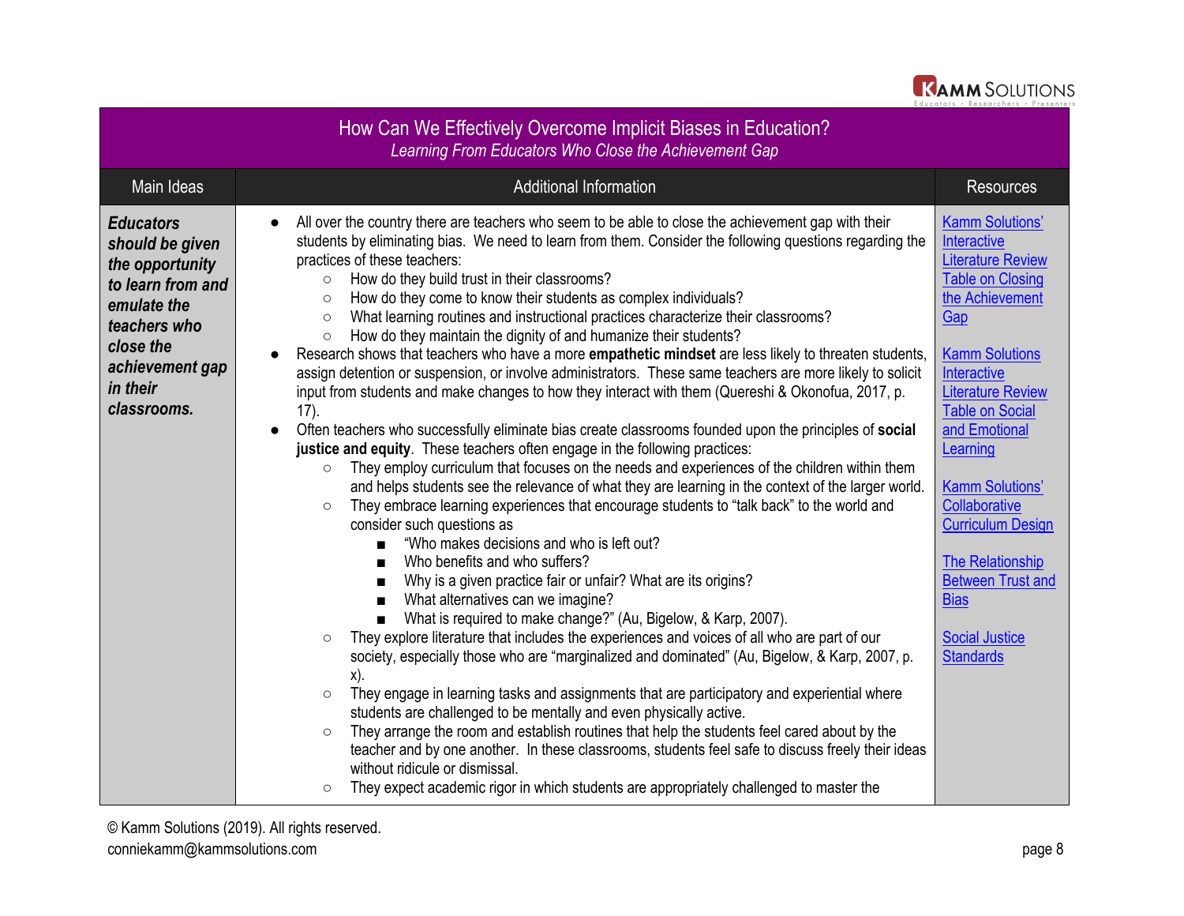| How Can We Effectively Overcome Implicit Biases in Education? *Learning From Educators Who Close the Achievement Gap* | | |
|---|---|---|
| Main Ideas | Additional Information | Resources |
| ***Educators should be given the opportunity to learn from and emulate the teachers who close the achievement gap in their classrooms.*** | ● All over the country there are teachers who seem to be able to close the achievement gap with their students by eliminating bias. We need to learn from them. Consider the following questions regarding the practices of these teachers:<br>○ How do they build trust in their classrooms?<br>○ How do they come to know their students as complex individuals?<br>○ What learning routines and instructional practices characterize their classrooms?<br>○ How do they maintain the dignity of and humanize their students?<br>● Research shows that teachers who have a more **empathetic mindset** are less likely to threaten students, assign detention or suspension, or involve administrators. These same teachers are more likely to solicit input from students and make changes to how they interact with them (Quereshi & Okonofua, 2017, p. 17).<br>● Often teachers who successfully eliminate bias create classrooms founded upon the principles of **social justice and equity**. These teachers often engage in the following practices:<br>○ They employ curriculum that focuses on the needs and experiences of the children within them and helps students see the relevance of what they are learning in the context of the larger world.<br>○ They embrace learning experiences that encourage students to "talk back" to the world and consider such questions as<br>■ "Who makes decisions and who is left out?<br>■ Who benefits and who suffers?<br>■ Why is a given practice fair or unfair? What are its origins?<br>■ What alternatives can we imagine?<br>■ What is required to make change?" (Au, Bigelow, & Karp, 2007).<br>○ They explore literature that includes the experiences and voices of all who are part of our society, especially those who are "marginalized and dominated" (Au, Bigelow, & Karp, 2007, p. x).<br>○ They engage in learning tasks and assignments that are participatory and experiential where students are challenged to be mentally and even physically active.<br>○ They arrange the room and establish routines that help the students feel cared about by the teacher and by one another. In these classrooms, students feel safe to discuss freely their ideas without ridicule or dismissal.<br>○ They expect academic rigor in which students are appropriately challenged to master the | Kamm Solutions' Interactive Literature Review Table on Closing the Achievement Gap<br><br>Kamm Solutions Interactive Literature Review Table on Social and Emotional Learning<br><br>Kamm Solutions' Collaborative Curriculum Design<br><br>The Relationship Between Trust and Bias<br><br>Social Justice Standards |

© Kamm Solutions (2019). All rights reserved.
conniekamm@kammsolutions.com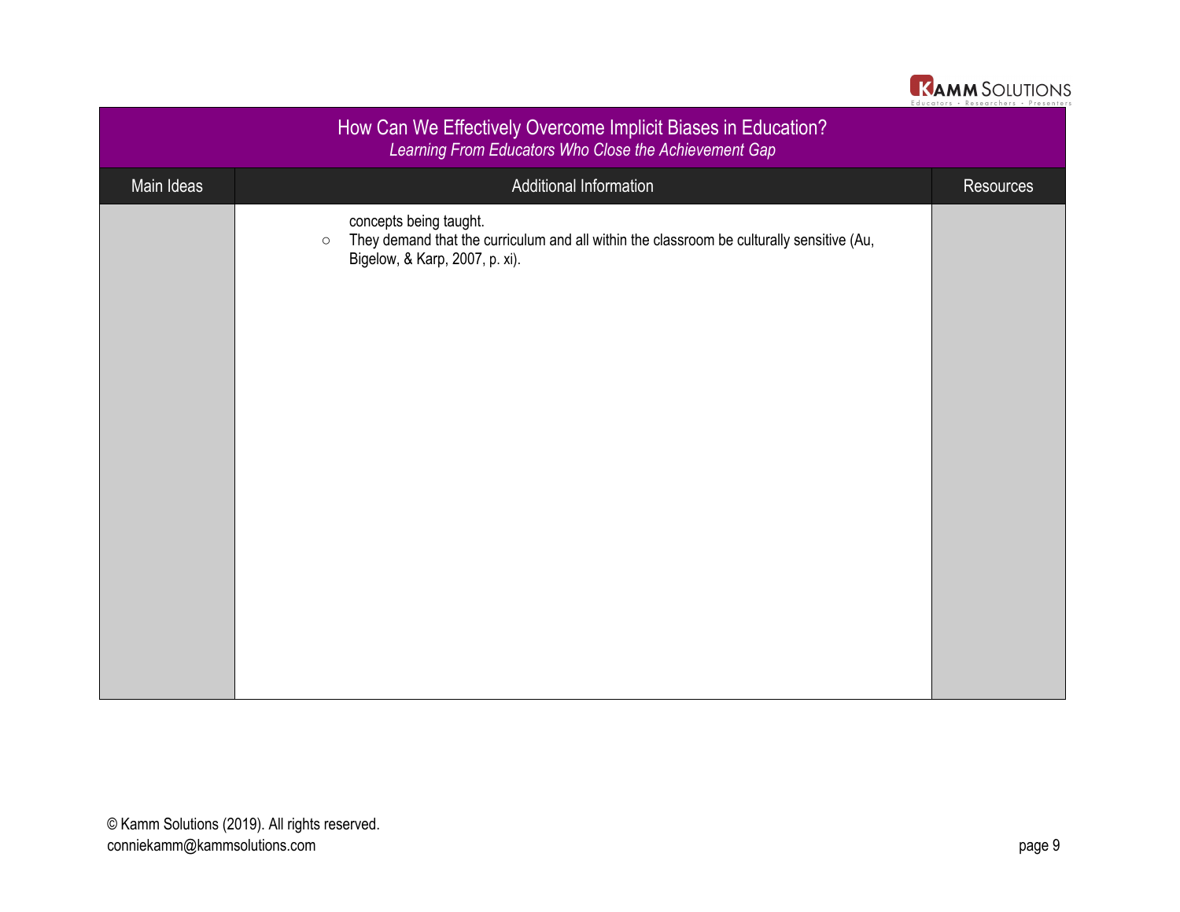# How Can We Effectively Overcome Implicit Biases in Education?

*Learning From Educators Who Close the Achievement Gap*

| Main Ideas | Additional Information | Resources |
| --- | --- | --- |
| | concepts being taught.<br>○ They demand that the curriculum and all within the classroom be culturally sensitive (Au, Bigelow, & Karp, 2007, p. xi). | |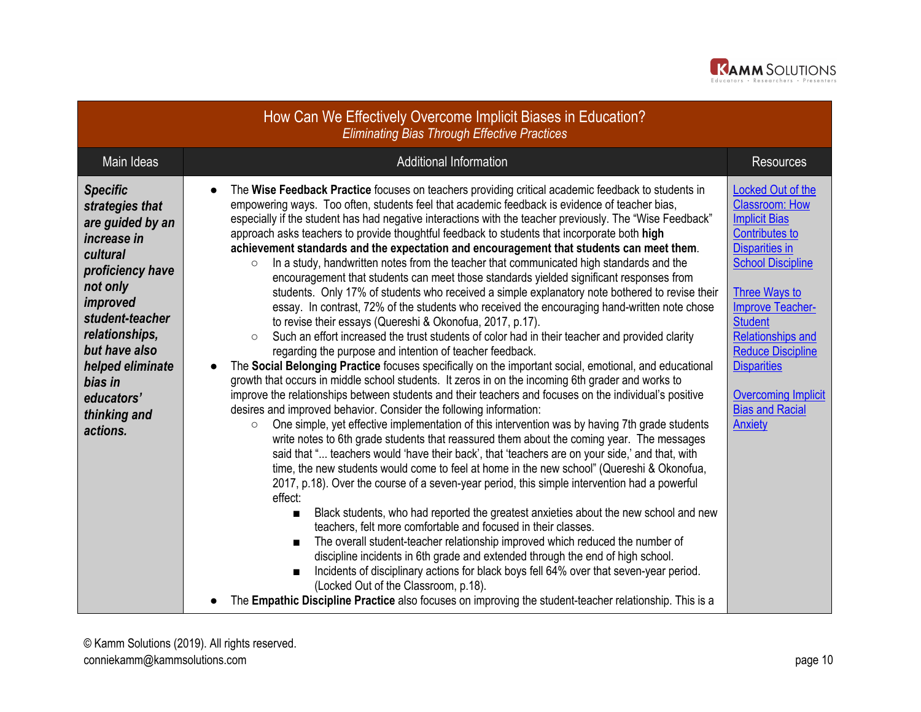## How Can We Effectively Overcome Implicit Biases in Education?
*Eliminating Bias Through Effective Practices*

| Main Ideas | Additional Information | Resources |
|---|---|---|
| ***Specific strategies that are guided by an increase in cultural proficiency have not only improved student-teacher relationships, but have also helped eliminate bias in educators' thinking and actions.*** | ● The **Wise Feedback Practice** focuses on teachers providing critical academic feedback to students in empowering ways. Too often, students feel that academic feedback is evidence of teacher bias, especially if the student has had negative interactions with the teacher previously. The "Wise Feedback" approach asks teachers to provide thoughtful feedback to students that incorporate both **high achievement standards and the expectation and encouragement that students can meet them**.<br>○ In a study, handwritten notes from the teacher that communicated high standards and the encouragement that students can meet those standards yielded significant responses from students. Only 17% of students who received a simple explanatory note bothered to revise their essay. In contrast, 72% of the students who received the encouraging hand-written note chose to revise their essays (Quereshi & Okonofua, 2017, p.17).<br>○ Such an effort increased the trust students of color had in their teacher and provided clarity regarding the purpose and intention of teacher feedback.<br>● The **Social Belonging Practice** focuses specifically on the important social, emotional, and educational growth that occurs in middle school students. It zeros in on the incoming 6th grader and works to improve the relationships between students and their teachers and focuses on the individual's positive desires and improved behavior. Consider the following information:<br>○ One simple, yet effective implementation of this intervention was by having 7th grade students write notes to 6th grade students that reassured them about the coming year. The messages said that "... teachers would 'have their back', that 'teachers are on your side,' and that, with time, the new students would come to feel at home in the new school" (Quereshi & Okonofua, 2017, p.18). Over the course of a seven-year period, this simple intervention had a powerful effect:<br>■ Black students, who had reported the greatest anxieties about the new school and new teachers, felt more comfortable and focused in their classes.<br>■ The overall student-teacher relationship improved which reduced the number of discipline incidents in 6th grade and extended through the end of high school.<br>■ Incidents of disciplinary actions for black boys fell 64% over that seven-year period. (Locked Out of the Classroom, p.18).<br>● The **Empathic Discipline Practice** also focuses on improving the student-teacher relationship. This is a | Locked Out of the Classroom: How Implicit Bias Contributes to Disparities in School Discipline<br><br>Three Ways to Improve Teacher-Student Relationships and Reduce Discipline Disparities<br><br>Overcoming Implicit Bias and Racial Anxiety |

© Kamm Solutions (2019). All rights reserved.
conniekamm@kammsolutions.com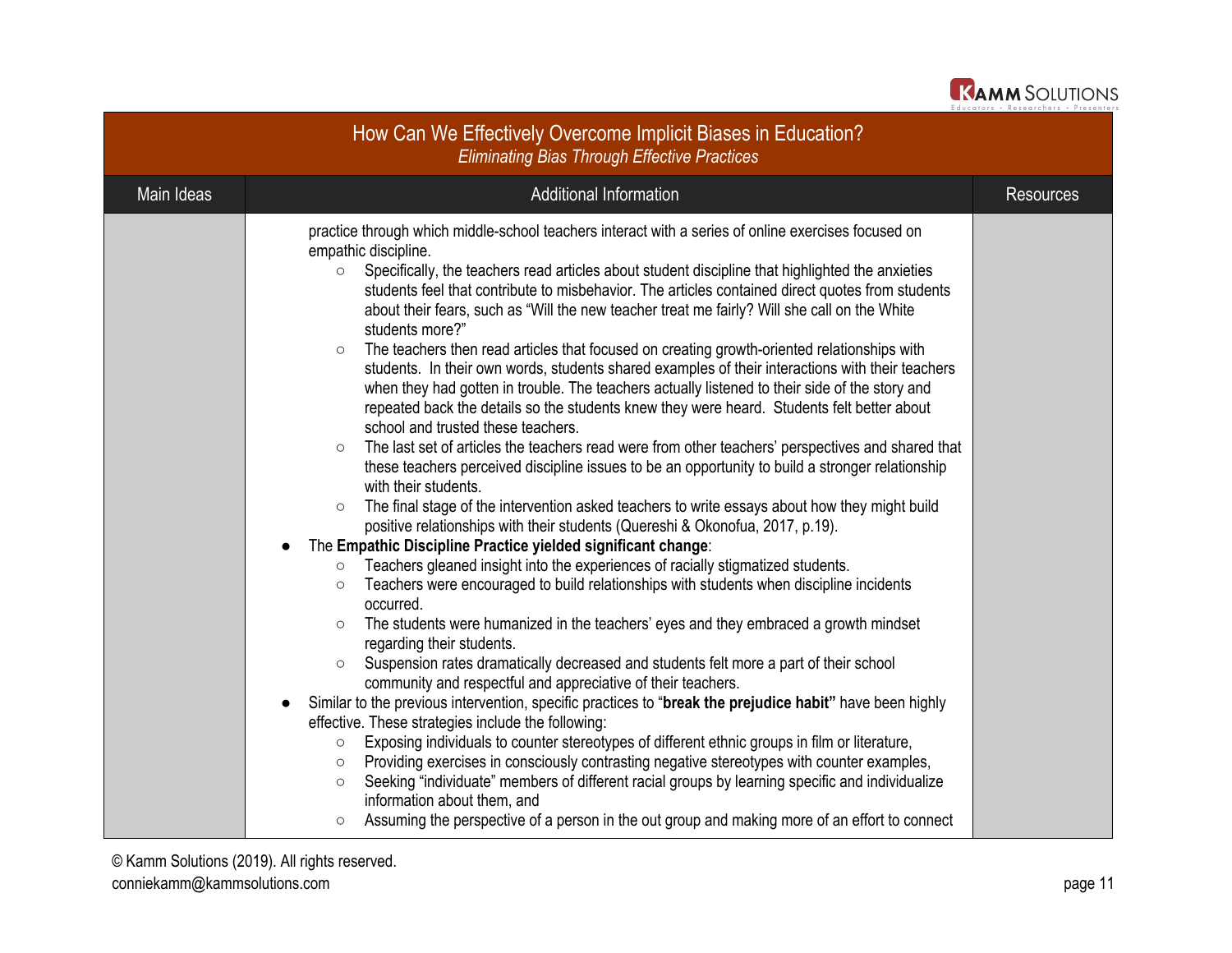## How Can We Effectively Overcome Implicit Biases in Education?

*Eliminating Bias Through Effective Practices*

| Main Ideas | Additional Information | Resources |
|---|---|---|
| | practice through which middle-school teachers interact with a series of online exercises focused on empathic discipline.<br>○ Specifically, the teachers read articles about student discipline that highlighted the anxieties students feel that contribute to misbehavior. The articles contained direct quotes from students about their fears, such as "Will the new teacher treat me fairly? Will she call on the White students more?"<br>○ The teachers then read articles that focused on creating growth-oriented relationships with students. In their own words, students shared examples of their interactions with their teachers when they had gotten in trouble. The teachers actually listened to their side of the story and repeated back the details so the students knew they were heard. Students felt better about school and trusted these teachers.<br>○ The last set of articles the teachers read were from other teachers' perspectives and shared that these teachers perceived discipline issues to be an opportunity to build a stronger relationship with their students.<br>○ The final stage of the intervention asked teachers to write essays about how they might build positive relationships with their students (Quereshi & Okonofua, 2017, p.19).<br>● The **Empathic Discipline Practice yielded significant change**:<br>○ Teachers gleaned insight into the experiences of racially stigmatized students.<br>○ Teachers were encouraged to build relationships with students when discipline incidents occurred.<br>○ The students were humanized in the teachers' eyes and they embraced a growth mindset regarding their students.<br>○ Suspension rates dramatically decreased and students felt more a part of their school community and respectful and appreciative of their teachers.<br>● Similar to the previous intervention, specific practices to "**break the prejudice habit"** have been highly effective. These strategies include the following:<br>○ Exposing individuals to counter stereotypes of different ethnic groups in film or literature,<br>○ Providing exercises in consciously contrasting negative stereotypes with counter examples,<br>○ Seeking "individuate" members of different racial groups by learning specific and individualize information about them, and<br>○ Assuming the perspective of a person in the out group and making more of an effort to connect | |

© Kamm Solutions (2019). All rights reserved.
conniekamm@kammsolutions.com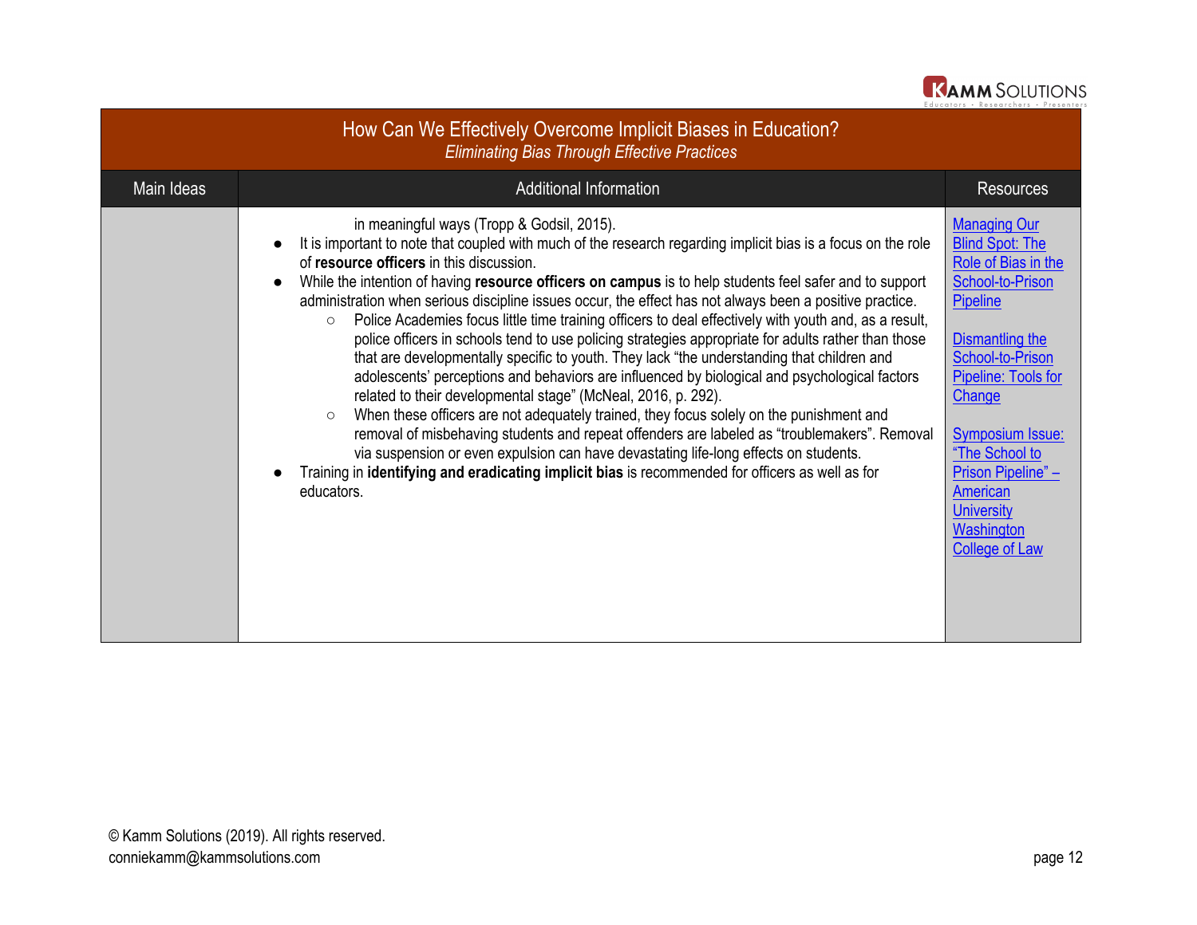## How Can We Effectively Overcome Implicit Biases in Education?

*Eliminating Bias Through Effective Practices*

| Main Ideas | Additional Information | Resources |
|---|---|---|
| | in meaningful ways (Tropp & Godsil, 2015).<br>● It is important to note that coupled with much of the research regarding implicit bias is a focus on the role of **resource officers** in this discussion.<br>● While the intention of having **resource officers on campus** is to help students feel safer and to support administration when serious discipline issues occur, the effect has not always been a positive practice.<br>○ Police Academies focus little time training officers to deal effectively with youth and, as a result, police officers in schools tend to use policing strategies appropriate for adults rather than those that are developmentally specific to youth. They lack "the understanding that children and adolescents' perceptions and behaviors are influenced by biological and psychological factors related to their developmental stage" (McNeal, 2016, p. 292).<br>○ When these officers are not adequately trained, they focus solely on the punishment and removal of misbehaving students and repeat offenders are labeled as "troublemakers". Removal via suspension or even expulsion can have devastating life-long effects on students.<br>● Training in **identifying and eradicating implicit bias** is recommended for officers as well as for educators. | Managing Our Blind Spot: The Role of Bias in the School-to-Prison Pipeline<br><br>Dismantling the School-to-Prison Pipeline: Tools for Change<br><br>Symposium Issue: "The School to Prison Pipeline" – American University Washington College of Law |

© Kamm Solutions (2019). All rights reserved.
conniekamm@kammsolutions.com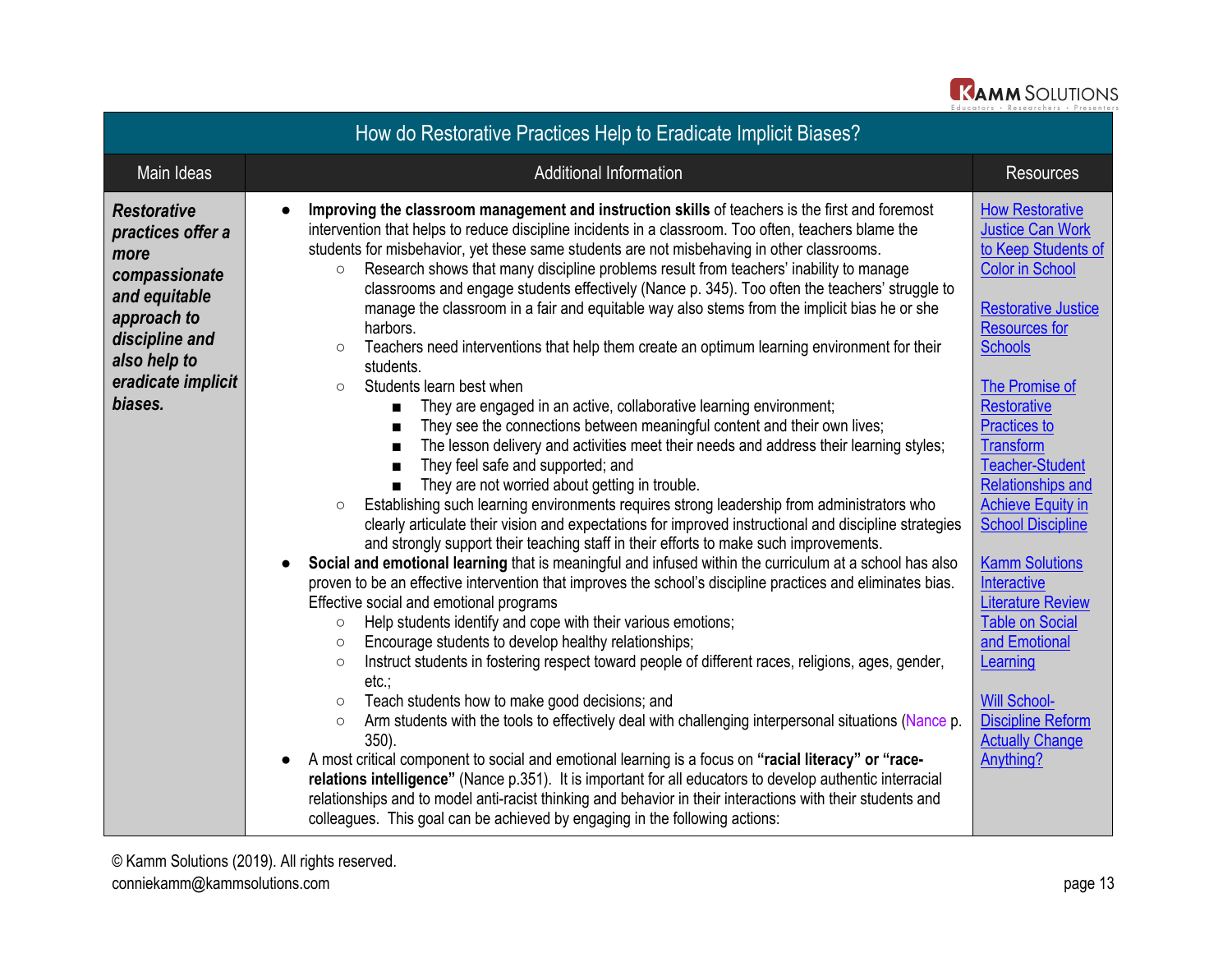# How do Restorative Practices Help to Eradicate Implicit Biases?

| Main Ideas | Additional Information | Resources |
|---|---|---|
| ***Restorative practices offer a more compassionate and equitable approach to discipline and also help to eradicate implicit biases.*** | • **Improving the classroom management and instruction skills** of teachers is the first and foremost intervention that helps to reduce discipline incidents in a classroom. Too often, teachers blame the students for misbehavior, yet these same students are not misbehaving in other classrooms.<br>○ Research shows that many discipline problems result from teachers' inability to manage classrooms and engage students effectively (Nance p. 345). Too often the teachers' struggle to manage the classroom in a fair and equitable way also stems from the implicit bias he or she harbors.<br>○ Teachers need interventions that help them create an optimum learning environment for their students.<br>○ Students learn best when<br>■ They are engaged in an active, collaborative learning environment;<br>■ They see the connections between meaningful content and their own lives;<br>■ The lesson delivery and activities meet their needs and address their learning styles;<br>■ They feel safe and supported; and<br>■ They are not worried about getting in trouble.<br>○ Establishing such learning environments requires strong leadership from administrators who clearly articulate their vision and expectations for improved instructional and discipline strategies and strongly support their teaching staff in their efforts to make such improvements.<br>• **Social and emotional learning** that is meaningful and infused within the curriculum at a school has also proven to be an effective intervention that improves the school's discipline practices and eliminates bias. Effective social and emotional programs<br>○ Help students identify and cope with their various emotions;<br>○ Encourage students to develop healthy relationships;<br>○ Instruct students in fostering respect toward people of different races, religions, ages, gender, etc.;<br>○ Teach students how to make good decisions; and<br>○ Arm students with the tools to effectively deal with challenging interpersonal situations (Nance p. 350).<br>• A most critical component to social and emotional learning is a focus on **"racial literacy" or "race-relations intelligence"** (Nance p.351). It is important for all educators to develop authentic interracial relationships and to model anti-racist thinking and behavior in their interactions with their students and colleagues. This goal can be achieved by engaging in the following actions: | How Restorative Justice Can Work to Keep Students of Color in School<br><br>Restorative Justice Resources for Schools<br><br>The Promise of Restorative Practices to Transform Teacher-Student Relationships and Achieve Equity in School Discipline<br><br>Kamm Solutions Interactive Literature Review Table on Social and Emotional Learning<br><br>Will School-Discipline Reform Actually Change Anything? |

© Kamm Solutions (2019). All rights reserved.
conniekamm@kammsolutions.com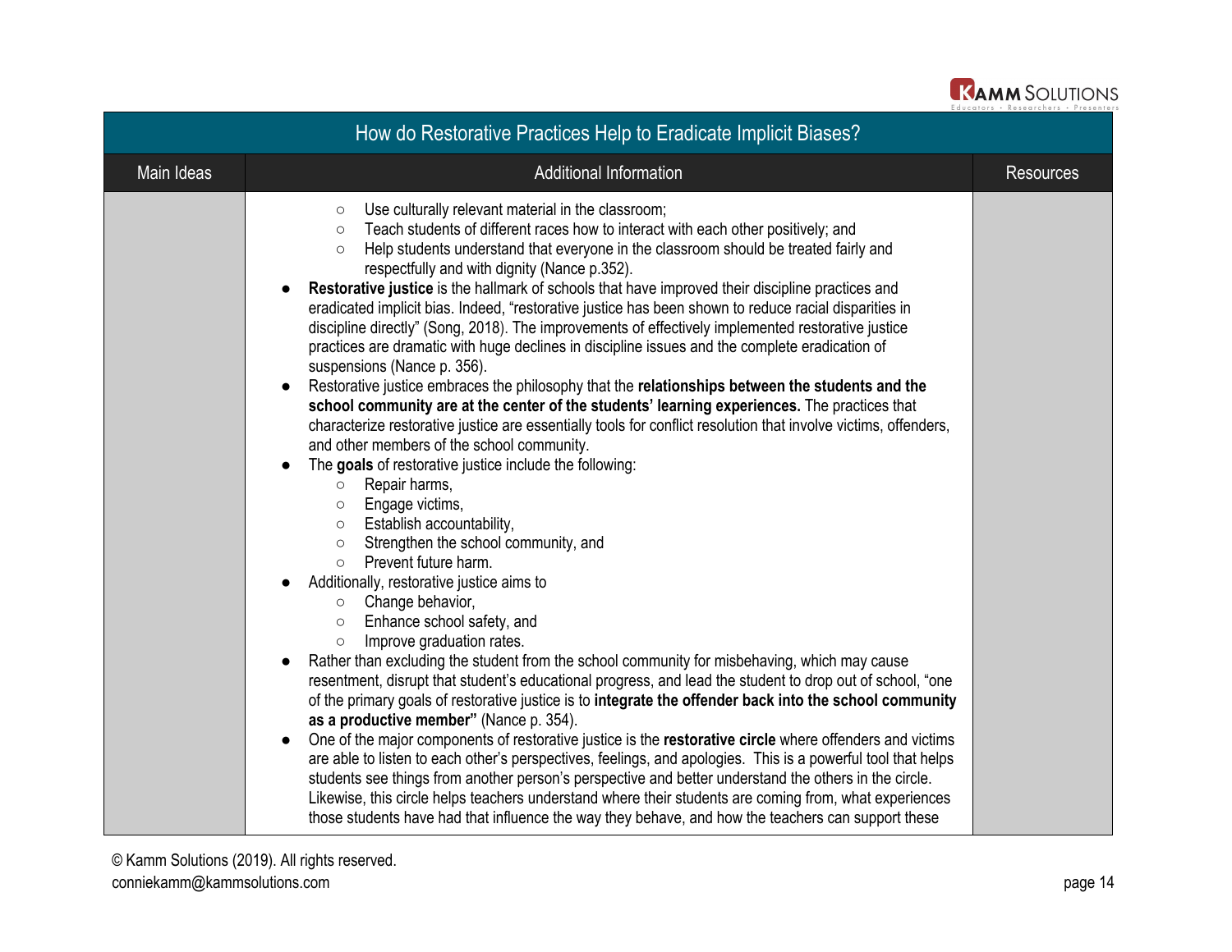| How do Restorative Practices Help to Eradicate Implicit Biases? | | |
|---|---|---|
| Main Ideas | Additional Information | Resources |
| | ○ Use culturally relevant material in the classroom;<br>○ Teach students of different races how to interact with each other positively; and<br>○ Help students understand that everyone in the classroom should be treated fairly and respectfully and with dignity (Nance p.352).<br>● **Restorative justice** is the hallmark of schools that have improved their discipline practices and eradicated implicit bias. Indeed, "restorative justice has been shown to reduce racial disparities in discipline directly" (Song, 2018). The improvements of effectively implemented restorative justice practices are dramatic with huge declines in discipline issues and the complete eradication of suspensions (Nance p. 356).<br>● Restorative justice embraces the philosophy that the **relationships between the students and the school community are at the center of the students' learning experiences.** The practices that characterize restorative justice are essentially tools for conflict resolution that involve victims, offenders, and other members of the school community.<br>● The **goals** of restorative justice include the following:<br>○ Repair harms,<br>○ Engage victims,<br>○ Establish accountability,<br>○ Strengthen the school community, and<br>○ Prevent future harm.<br>● Additionally, restorative justice aims to<br>○ Change behavior,<br>○ Enhance school safety, and<br>○ Improve graduation rates.<br>● Rather than excluding the student from the school community for misbehaving, which may cause resentment, disrupt that student's educational progress, and lead the student to drop out of school, "one of the primary goals of restorative justice is to **integrate the offender back into the school community as a productive member"** (Nance p. 354).<br>● One of the major components of restorative justice is the **restorative circle** where offenders and victims are able to listen to each other's perspectives, feelings, and apologies. This is a powerful tool that helps students see things from another person's perspective and better understand the others in the circle. Likewise, this circle helps teachers understand where their students are coming from, what experiences those students have had that influence the way they behave, and how the teachers can support these | |

© Kamm Solutions (2019). All rights reserved.
conniekamm@kammsolutions.com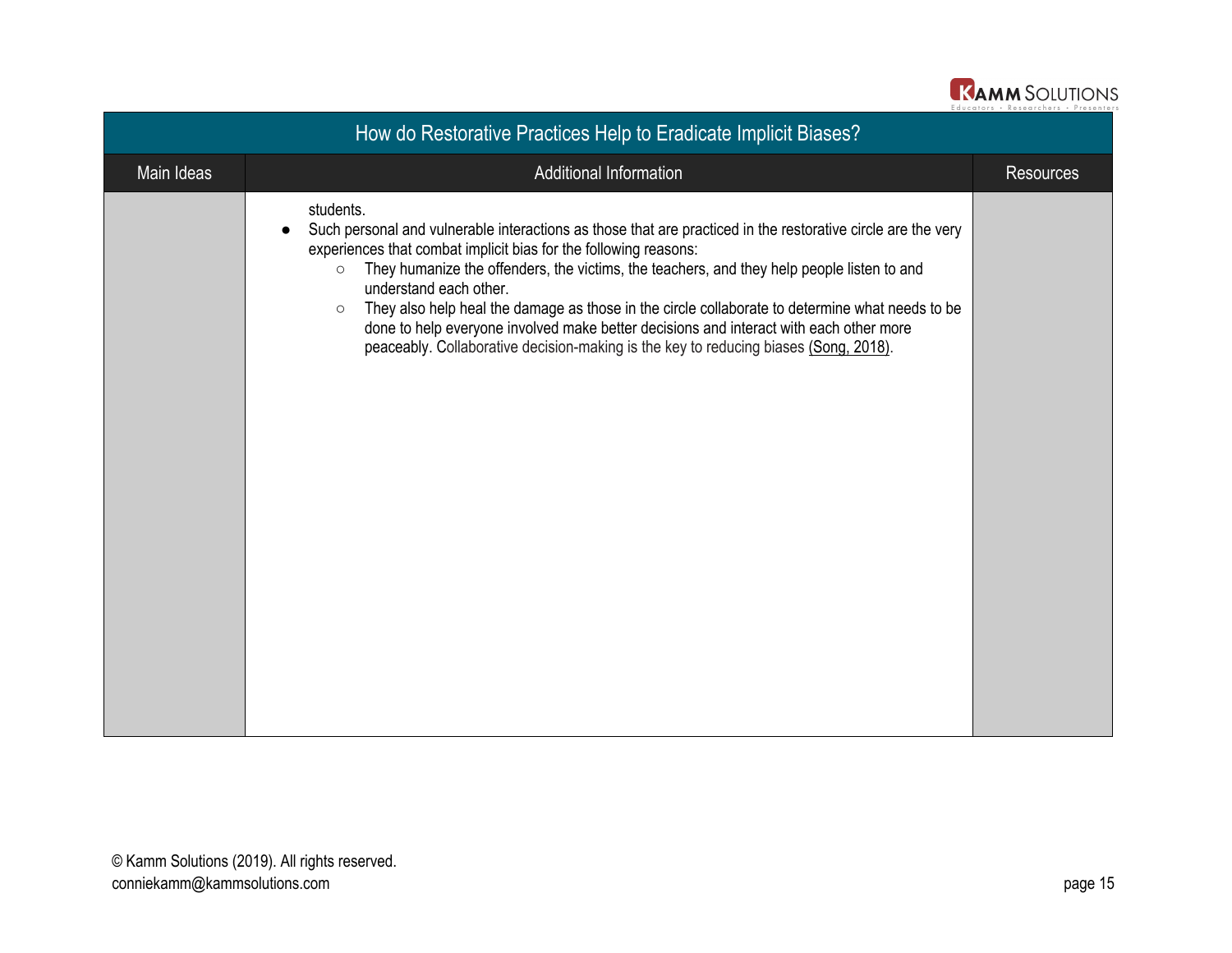| How do Restorative Practices Help to Eradicate Implicit Biases? | | |
|---|---|---|
| Main Ideas | Additional Information | Resources |
| | students.<br>● Such personal and vulnerable interactions as those that are practiced in the restorative circle are the very experiences that combat implicit bias for the following reasons:<br>○ They humanize the offenders, the victims, the teachers, and they help people listen to and understand each other.<br>○ They also help heal the damage as those in the circle collaborate to determine what needs to be done to help everyone involved make better decisions and interact with each other more peaceably. Collaborative decision-making is the key to reducing biases (Song, 2018). | |

© Kamm Solutions (2019). All rights reserved.
conniekamm@kammsolutions.com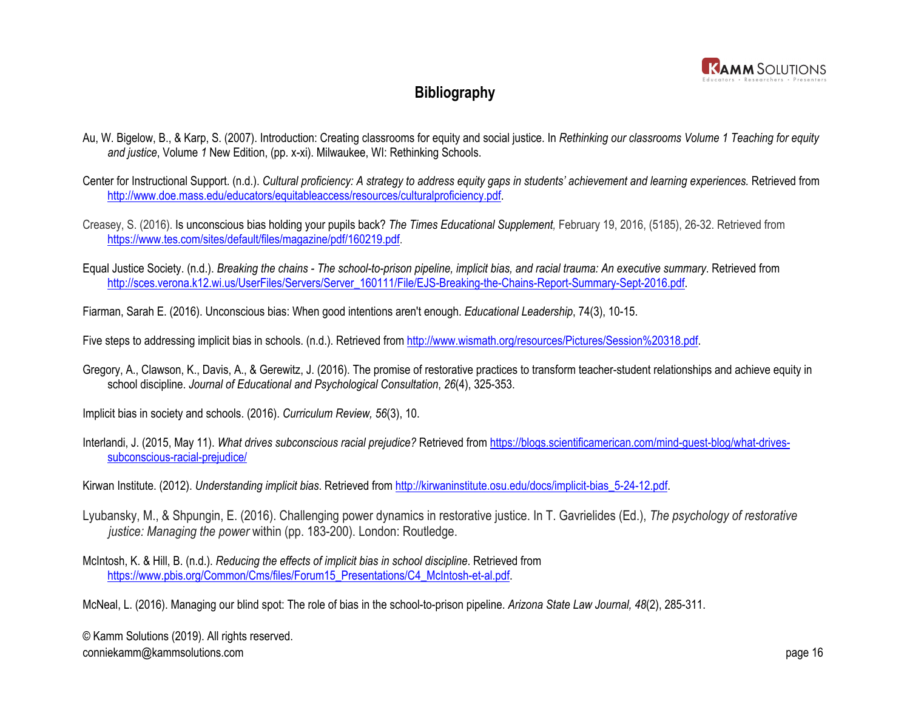## Bibliography

Au, W. Bigelow, B., & Karp, S. (2007). Introduction: Creating classrooms for equity and social justice. In *Rethinking our classrooms Volume 1 Teaching for equity and justice*, Volume *1* New Edition, (pp. x-xi). Milwaukee, WI: Rethinking Schools.

Center for Instructional Support. (n.d.). *Cultural proficiency: A strategy to address equity gaps in students' achievement and learning experiences.* Retrieved from http://www.doe.mass.edu/educators/equitableaccess/resources/culturalproficiency.pdf.

Creasey, S. (2016). Is unconscious bias holding your pupils back? *The Times Educational Supplement,* February 19, 2016, (5185), 26-32. Retrieved from https://www.tes.com/sites/default/files/magazine/pdf/160219.pdf.

Equal Justice Society. (n.d.). *Breaking the chains - The school-to-prison pipeline, implicit bias, and racial trauma: An executive summary*. Retrieved from http://sces.verona.k12.wi.us/UserFiles/Servers/Server_160111/File/EJS-Breaking-the-Chains-Report-Summary-Sept-2016.pdf.

Fiarman, Sarah E. (2016). Unconscious bias: When good intentions aren't enough. *Educational Leadership*, 74(3), 10-15.

Five steps to addressing implicit bias in schools. (n.d.). Retrieved from http://www.wismath.org/resources/Pictures/Session%20318.pdf.

Gregory, A., Clawson, K., Davis, A., & Gerewitz, J. (2016). The promise of restorative practices to transform teacher-student relationships and achieve equity in school discipline. *Journal of Educational and Psychological Consultation*, *26*(4), 325-353.

Implicit bias in society and schools. (2016). *Curriculum Review, 56*(3), 10.

Interlandi, J. (2015, May 11). *What drives subconscious racial prejudice?* Retrieved from https://blogs.scientificamerican.com/mind-guest-blog/what-drives-subconscious-racial-prejudice/

Kirwan Institute. (2012). *Understanding implicit bias*. Retrieved from http://kirwaninstitute.osu.edu/docs/implicit-bias_5-24-12.pdf.

Lyubansky, M., & Shpungin, E. (2016). Challenging power dynamics in restorative justice. In T. Gavrielides (Ed.), *The psychology of restorative justice: Managing the power* within (pp. 183-200). London: Routledge.

McIntosh, K. & Hill, B. (n.d.). *Reducing the effects of implicit bias in school discipline*. Retrieved from https://www.pbis.org/Common/Cms/files/Forum15_Presentations/C4_McIntosh-et-al.pdf.

McNeal, L. (2016). Managing our blind spot: The role of bias in the school-to-prison pipeline. *Arizona State Law Journal, 48*(2), 285-311.

© Kamm Solutions (2019). All rights reserved.
conniekamm@kammsolutions.com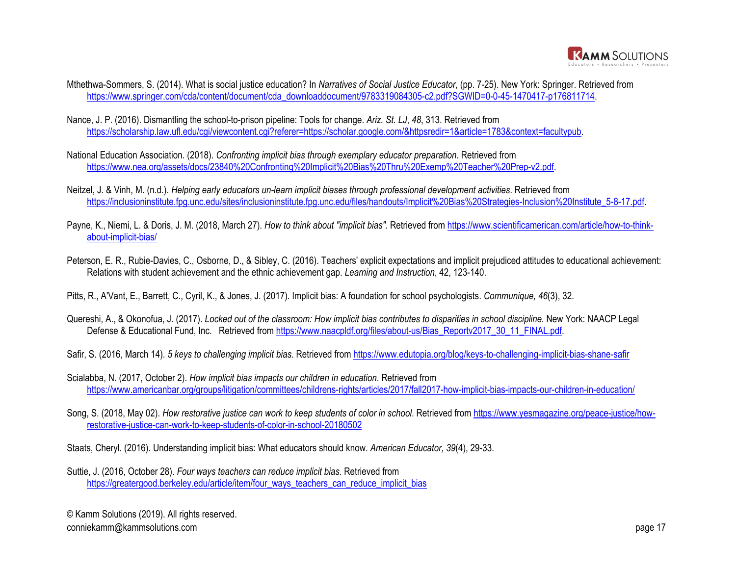Mthethwa-Sommers, S. (2014). What is social justice education? In *Narratives of Social Justice Educator*, (pp. 7-25). New York: Springer. Retrieved from https://www.springer.com/cda/content/document/cda_downloaddocument/9783319084305-c2.pdf?SGWID=0-0-45-1470417-p176811714.

Nance, J. P. (2016). Dismantling the school-to-prison pipeline: Tools for change. *Ariz. St. LJ*, *48*, 313. Retrieved from https://scholarship.law.ufl.edu/cgi/viewcontent.cgi?referer=https://scholar.google.com/&httpsredir=1&article=1783&context=facultypub.

National Education Association. (2018). *Confronting implicit bias through exemplary educator preparation*. Retrieved from https://www.nea.org/assets/docs/23840%20Confronting%20Implicit%20Bias%20Thru%20Exemp%20Teacher%20Prep-v2.pdf.

Neitzel, J. & Vinh, M. (n.d.). *Helping early educators un-learn implicit biases through professional development activities*. Retrieved from https://inclusioninstitute.fpg.unc.edu/sites/inclusioninstitute.fpg.unc.edu/files/handouts/Implicit%20Bias%20Strategies-Inclusion%20Institute_5-8-17.pdf.

Payne, K., Niemi, L. & Doris, J. M. (2018, March 27). *How to think about "implicit bias".* Retrieved from https://www.scientificamerican.com/article/how-to-think-about-implicit-bias/

Peterson, E. R., Rubie-Davies, C., Osborne, D., & Sibley, C. (2016). Teachers' explicit expectations and implicit prejudiced attitudes to educational achievement: Relations with student achievement and the ethnic achievement gap. *Learning and Instruction*, 42, 123-140.

Pitts, R., A'Vant, E., Barrett, C., Cyril, K., & Jones, J. (2017). Implicit bias: A foundation for school psychologists. *Communique, 46*(3), 32.

Quereshi, A., & Okonofua, J. (2017). *Locked out of the classroom: How implicit bias contributes to disparities in school discipline.* New York: NAACP Legal Defense & Educational Fund, Inc. Retrieved from https://www.naacpldf.org/files/about-us/Bias_Reportv2017_30_11_FINAL.pdf.

Safir, S. (2016, March 14). *5 keys to challenging implicit bias*. Retrieved from https://www.edutopia.org/blog/keys-to-challenging-implicit-bias-shane-safir

Scialabba, N. (2017, October 2). *How implicit bias impacts our children in education*. Retrieved from https://www.americanbar.org/groups/litigation/committees/childrens-rights/articles/2017/fall2017-how-implicit-bias-impacts-our-children-in-education/

Song, S. (2018, May 02). *How restorative justice can work to keep students of color in school*. Retrieved from https://www.yesmagazine.org/peace-justice/how-restorative-justice-can-work-to-keep-students-of-color-in-school-20180502

Staats, Cheryl. (2016). Understanding implicit bias: What educators should know. *American Educator, 39*(4), 29-33.

Suttie, J. (2016, October 28). *Four ways teachers can reduce implicit bias*. Retrieved from https://greatergood.berkeley.edu/article/item/four_ways_teachers_can_reduce_implicit_bias

© Kamm Solutions (2019). All rights reserved.
conniekamm@kammsolutions.com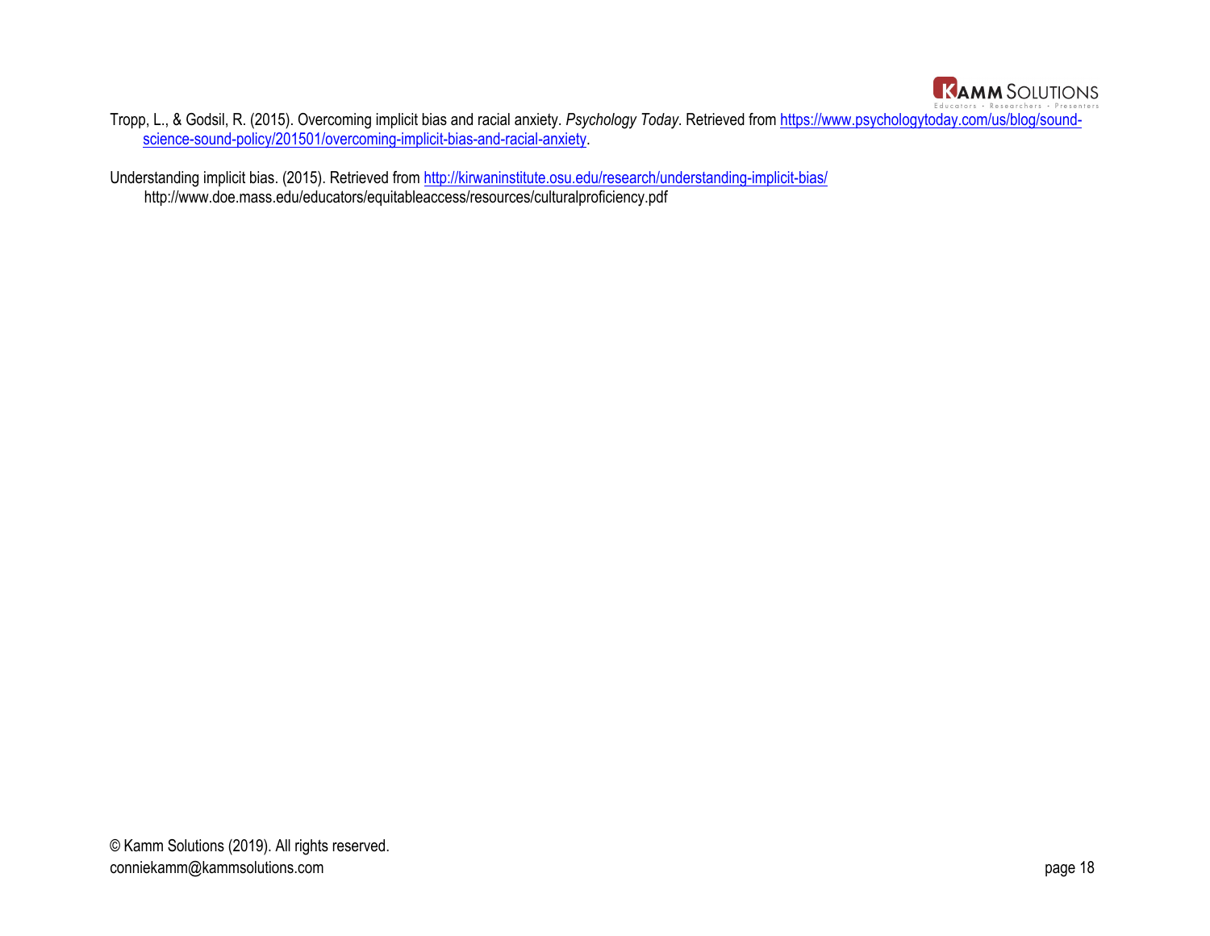Tropp, L., & Godsil, R. (2015). Overcoming implicit bias and racial anxiety. *Psychology Today*. Retrieved from https://www.psychologytoday.com/us/blog/sound-science-sound-policy/201501/overcoming-implicit-bias-and-racial-anxiety.

Understanding implicit bias. (2015). Retrieved from http://kirwaninstitute.osu.edu/research/understanding-implicit-bias/
http://www.doe.mass.edu/educators/equitableaccess/resources/culturalproficiency.pdf

© Kamm Solutions (2019). All rights reserved.
conniekamm@kammsolutions.com